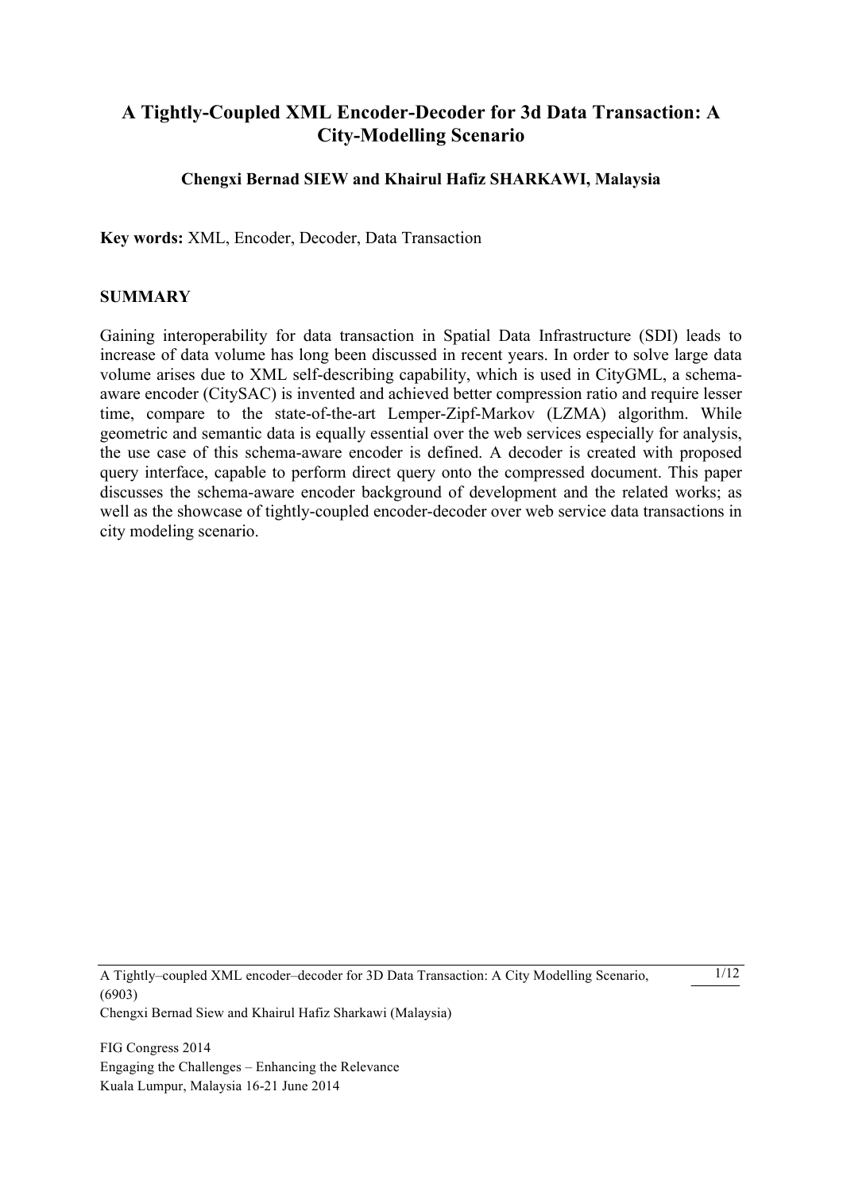# A Tightly-Coupled XML Encoder-Decoder for 3d Data Transaction: A City-Modelling Scenario

**Chengxi Bernad SIEW and Khairul Hafiz SHARKAWI, Malaysia**

**Key words:** XML, Encoder, Decoder, Data Transaction

## SUMMARY

Gaining interoperability for data transaction in Spatial Data Infrastructure (SDI) leads to increase of data volume has long been discussed in recent years. In order to solve large data volume arises due to XML self-describing capability, which is used in CityGML, a schema-aware encoder (CitySAC) is invented and achieved better compression ratio and require lesser time, compare to the state-of-the-art Lemper-Zipf-Markov (LZMA) algorithm. While geometric and semantic data is equally essential over the web services especially for analysis, the use case of this schema-aware encoder is defined. A decoder is created with proposed query interface, capable to perform direct query onto the compressed document. This paper discusses the schema-aware encoder background of development and the related works; as well as the showcase of tightly-coupled encoder-decoder over web service data transactions in city modeling scenario.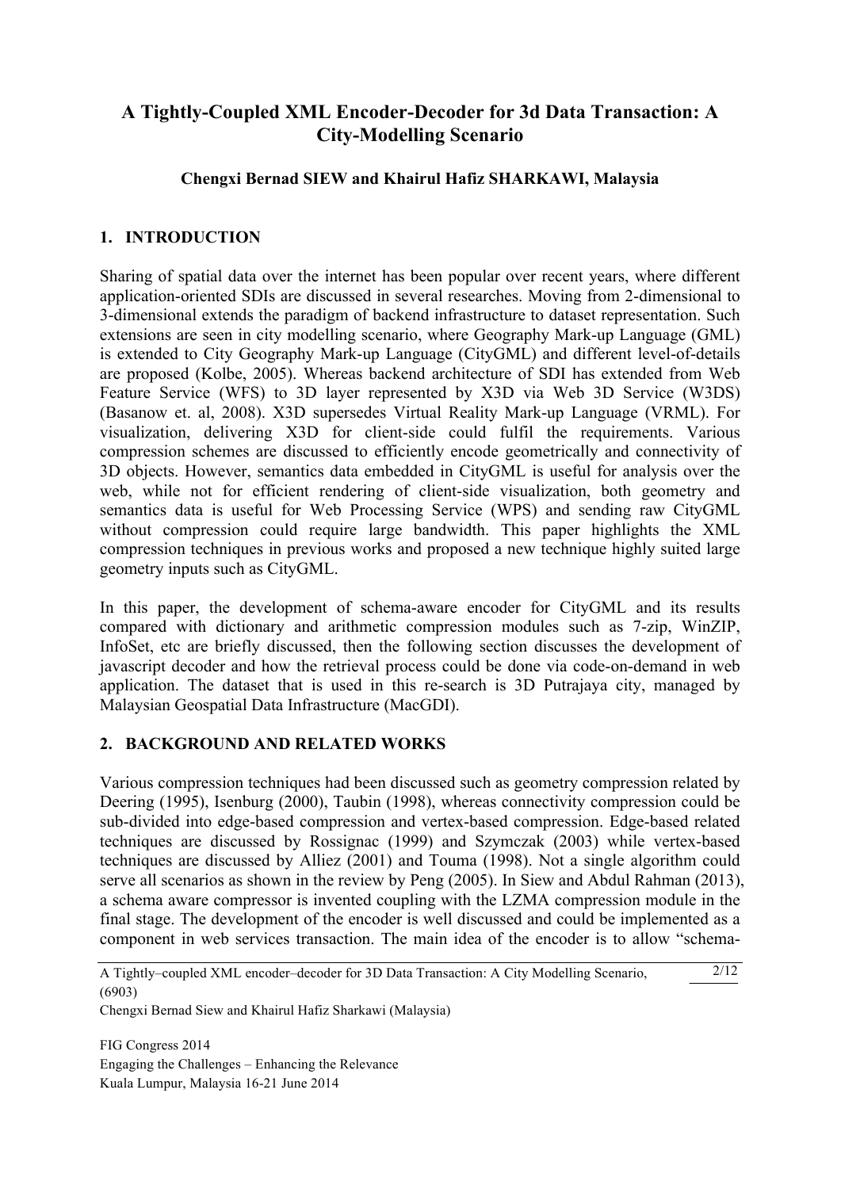# A Tightly-Coupled XML Encoder-Decoder for 3d Data Transaction: A City-Modelling Scenario

**Chengxi Bernad SIEW and Khairul Hafiz SHARKAWI, Malaysia**

## 1. INTRODUCTION

Sharing of spatial data over the internet has been popular over recent years, where different application-oriented SDIs are discussed in several researches. Moving from 2-dimensional to 3-dimensional extends the paradigm of backend infrastructure to dataset representation. Such extensions are seen in city modelling scenario, where Geography Mark-up Language (GML) is extended to City Geography Mark-up Language (CityGML) and different level-of-details are proposed (Kolbe, 2005). Whereas backend architecture of SDI has extended from Web Feature Service (WFS) to 3D layer represented by X3D via Web 3D Service (W3DS) (Basanow et. al, 2008). X3D supersedes Virtual Reality Mark-up Language (VRML). For visualization, delivering X3D for client-side could fulfil the requirements. Various compression schemes are discussed to efficiently encode geometrically and connectivity of 3D objects. However, semantics data embedded in CityGML is useful for analysis over the web, while not for efficient rendering of client-side visualization, both geometry and semantics data is useful for Web Processing Service (WPS) and sending raw CityGML without compression could require large bandwidth. This paper highlights the XML compression techniques in previous works and proposed a new technique highly suited large geometry inputs such as CityGML.

In this paper, the development of schema-aware encoder for CityGML and its results compared with dictionary and arithmetic compression modules such as 7-zip, WinZIP, InfoSet, etc are briefly discussed, then the following section discusses the development of javascript decoder and how the retrieval process could be done via code-on-demand in web application. The dataset that is used in this re-search is 3D Putrajaya city, managed by Malaysian Geospatial Data Infrastructure (MacGDI).

## 2. BACKGROUND AND RELATED WORKS

Various compression techniques had been discussed such as geometry compression related by Deering (1995), Isenburg (2000), Taubin (1998), whereas connectivity compression could be sub-divided into edge-based compression and vertex-based compression. Edge-based related techniques are discussed by Rossignac (1999) and Szymczak (2003) while vertex-based techniques are discussed by Alliez (2001) and Touma (1998). Not a single algorithm could serve all scenarios as shown in the review by Peng (2005). In Siew and Abdul Rahman (2013), a schema aware compressor is invented coupling with the LZMA compression module in the final stage. The development of the encoder is well discussed and could be implemented as a component in web services transaction. The main idea of the encoder is to allow "schema-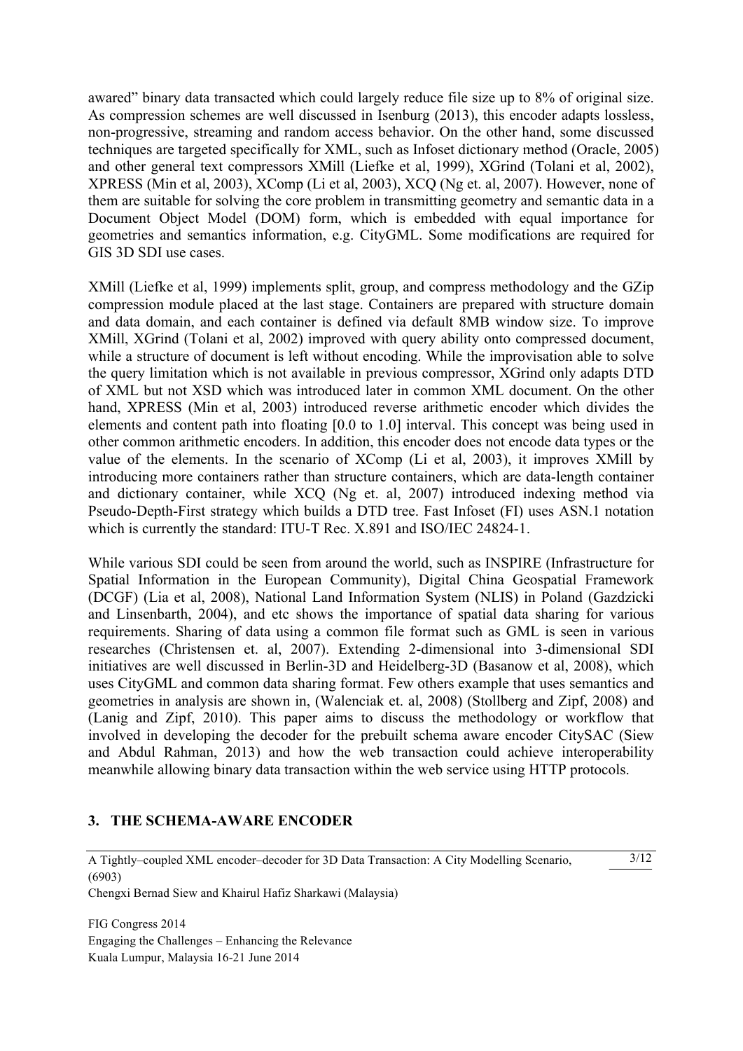awared" binary data transacted which could largely reduce file size up to 8% of original size. As compression schemes are well discussed in Isenburg (2013), this encoder adapts lossless, non-progressive, streaming and random access behavior. On the other hand, some discussed techniques are targeted specifically for XML, such as Infoset dictionary method (Oracle, 2005) and other general text compressors XMill (Liefke et al, 1999), XGrind (Tolani et al, 2002), XPRESS (Min et al, 2003), XComp (Li et al, 2003), XCQ (Ng et. al, 2007). However, none of them are suitable for solving the core problem in transmitting geometry and semantic data in a Document Object Model (DOM) form, which is embedded with equal importance for geometries and semantics information, e.g. CityGML. Some modifications are required for GIS 3D SDI use cases.

XMill (Liefke et al, 1999) implements split, group, and compress methodology and the GZip compression module placed at the last stage. Containers are prepared with structure domain and data domain, and each container is defined via default 8MB window size. To improve XMill, XGrind (Tolani et al, 2002) improved with query ability onto compressed document, while a structure of document is left without encoding. While the improvisation able to solve the query limitation which is not available in previous compressor, XGrind only adapts DTD of XML but not XSD which was introduced later in common XML document. On the other hand, XPRESS (Min et al, 2003) introduced reverse arithmetic encoder which divides the elements and content path into floating [0.0 to 1.0] interval. This concept was being used in other common arithmetic encoders. In addition, this encoder does not encode data types or the value of the elements. In the scenario of XComp (Li et al, 2003), it improves XMill by introducing more containers rather than structure containers, which are data-length container and dictionary container, while XCQ (Ng et. al, 2007) introduced indexing method via Pseudo-Depth-First strategy which builds a DTD tree. Fast Infoset (FI) uses ASN.1 notation which is currently the standard: ITU-T Rec. X.891 and ISO/IEC 24824-1.

While various SDI could be seen from around the world, such as INSPIRE (Infrastructure for Spatial Information in the European Community), Digital China Geospatial Framework (DCGF) (Lia et al, 2008), National Land Information System (NLIS) in Poland (Gazdzicki and Linsenbarth, 2004), and etc shows the importance of spatial data sharing for various requirements. Sharing of data using a common file format such as GML is seen in various researches (Christensen et. al, 2007). Extending 2-dimensional into 3-dimensional SDI initiatives are well discussed in Berlin-3D and Heidelberg-3D (Basanow et al, 2008), which uses CityGML and common data sharing format. Few others example that uses semantics and geometries in analysis are shown in, (Walenciak et. al, 2008) (Stollberg and Zipf, 2008) and (Lanig and Zipf, 2010). This paper aims to discuss the methodology or workflow that involved in developing the decoder for the prebuilt schema aware encoder CitySAC (Siew and Abdul Rahman, 2013) and how the web transaction could achieve interoperability meanwhile allowing binary data transaction within the web service using HTTP protocols.

## 3. THE SCHEMA-AWARE ENCODER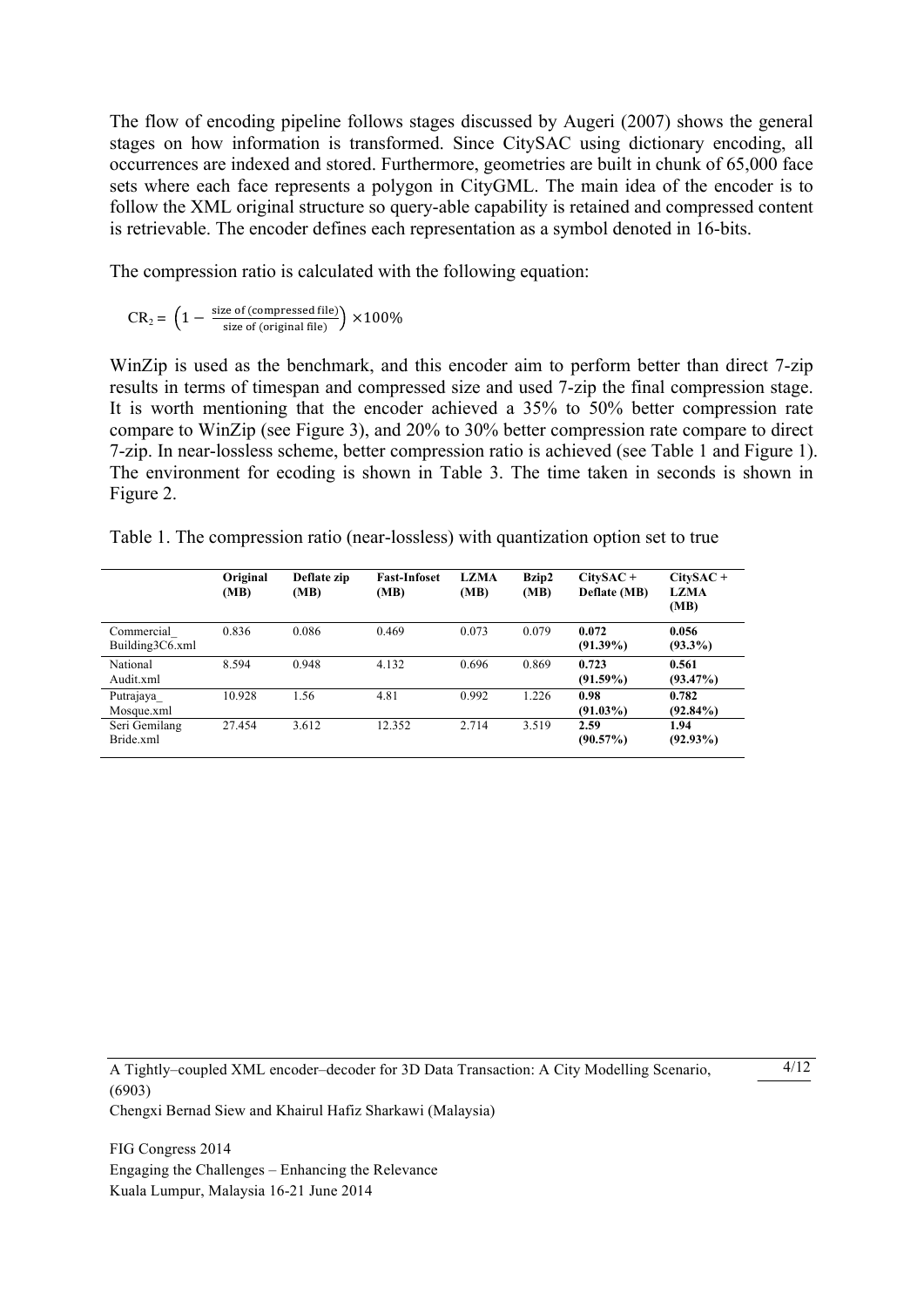The flow of encoding pipeline follows stages discussed by Augeri (2007) shows the general stages on how information is transformed. Since CitySAC using dictionary encoding, all occurrences are indexed and stored. Furthermore, geometries are built in chunk of 65,000 face sets where each face represents a polygon in CityGML. The main idea of the encoder is to follow the XML original structure so query-able capability is retained and compressed content is retrievable. The encoder defines each representation as a symbol denoted in 16-bits.

The compression ratio is calculated with the following equation:

$$CR_2 = \left(1 - \frac{\text{size of (compressed file)}}{\text{size of (original file)}}\right) \times 100\%$$

WinZip is used as the benchmark, and this encoder aim to perform better than direct 7-zip results in terms of timespan and compressed size and used 7-zip the final compression stage. It is worth mentioning that the encoder achieved a 35% to 50% better compression rate compare to WinZip (see Figure 3), and 20% to 30% better compression rate compare to direct 7-zip. In near-lossless scheme, better compression ratio is achieved (see Table 1 and Figure 1). The environment for ecoding is shown in Table 3. The time taken in seconds is shown in Figure 2.

Table 1. The compression ratio (near-lossless) with quantization option set to true

| | Original (MB) | Deflate zip (MB) | Fast-Infoset (MB) | LZMA (MB) | Bzip2 (MB) | CitySAC + Deflate (MB) | CitySAC + LZMA (MB) |
|---|---|---|---|---|---|---|---|
| Commercial_Building3C6.xml | 0.836 | 0.086 | 0.469 | 0.073 | 0.079 | **0.072 (91.39%)** | **0.056 (93.3%)** |
| National Audit.xml | 8.594 | 0.948 | 4.132 | 0.696 | 0.869 | **0.723 (91.59%)** | **0.561 (93.47%)** |
| Putrajaya_Mosque.xml | 10.928 | 1.56 | 4.81 | 0.992 | 1.226 | **0.98 (91.03%)** | **0.782 (92.84%)** |
| Seri Gemilang Bride.xml | 27.454 | 3.612 | 12.352 | 2.714 | 3.519 | **2.59 (90.57%)** | **1.94 (92.93%)** |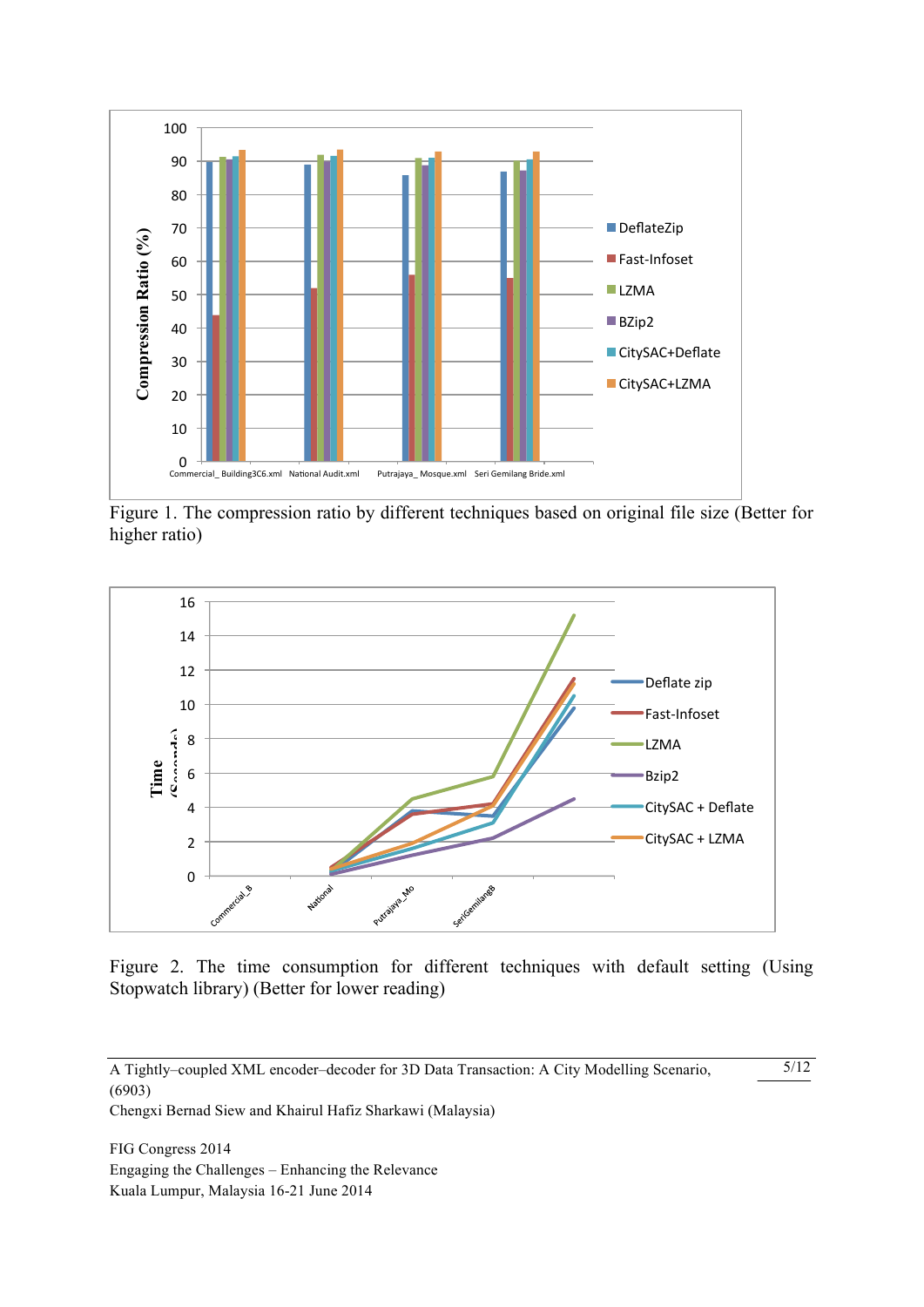Figure 1. The compression ratio by different techniques based on original file size (Better for higher ratio)

Figure 2. The time consumption for different techniques with default setting (Using Stopwatch library) (Better for lower reading)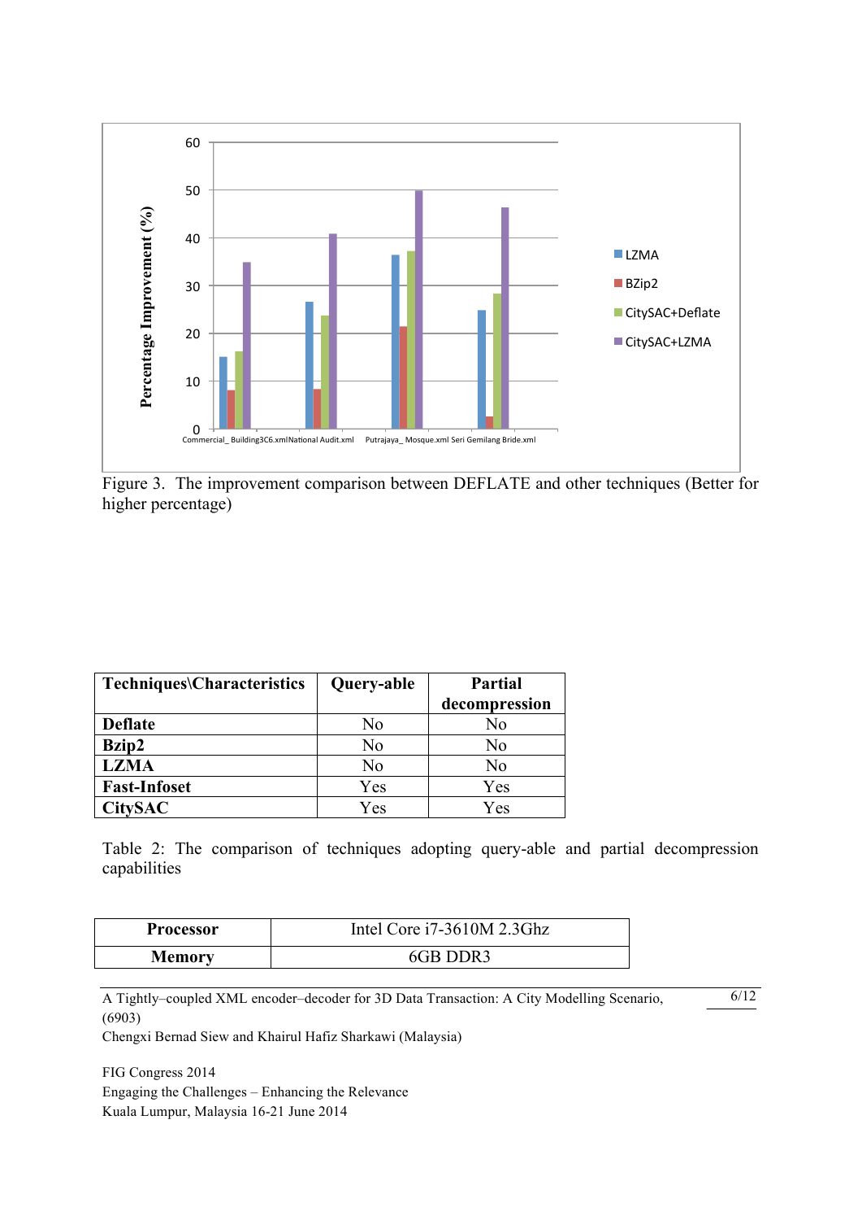Figure 3. The improvement comparison between DEFLATE and other techniques (Better for higher percentage)

| Techniques\Characteristics | Query-able | Partial decompression |
|---|---|---|
| **Deflate** | No | No |
| **Bzip2** | No | No |
| **LZMA** | No | No |
| **Fast-Infoset** | Yes | Yes |
| **CitySAC** | Yes | Yes |

Table 2: The comparison of techniques adopting query-able and partial decompression capabilities

| **Processor** | Intel Core i7-3610M 2.3Ghz |
|---|---|
| **Memory** | 6GB DDR3 |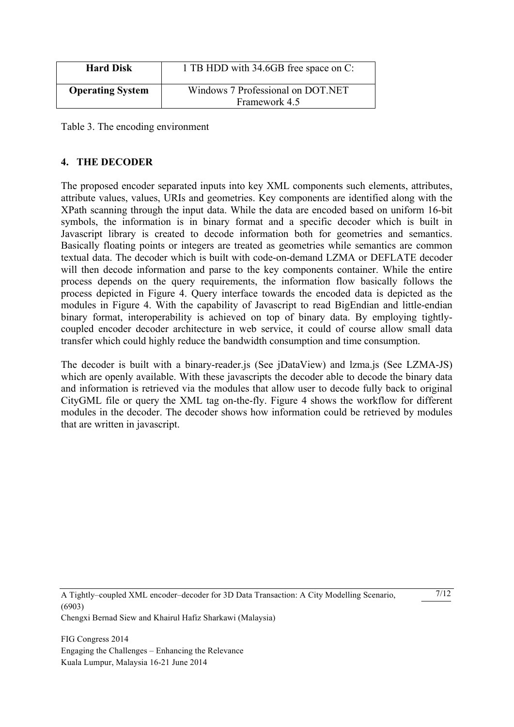| Hard Disk | 1 TB HDD with 34.6GB free space on C: |
| --- | --- |
| Operating System | Windows 7 Professional on DOT.NET Framework 4.5 |

Table 3. The encoding environment

## 4. THE DECODER

The proposed encoder separated inputs into key XML components such elements, attributes, attribute values, values, URIs and geometries. Key components are identified along with the XPath scanning through the input data. While the data are encoded based on uniform 16-bit symbols, the information is in binary format and a specific decoder which is built in Javascript library is created to decode information both for geometries and semantics. Basically floating points or integers are treated as geometries while semantics are common textual data. The decoder which is built with code-on-demand LZMA or DEFLATE decoder will then decode information and parse to the key components container. While the entire process depends on the query requirements, the information flow basically follows the process depicted in Figure 4. Query interface towards the encoded data is depicted as the modules in Figure 4. With the capability of Javascript to read BigEndian and little-endian binary format, interoperability is achieved on top of binary data. By employing tightly-coupled encoder decoder architecture in web service, it could of course allow small data transfer which could highly reduce the bandwidth consumption and time consumption.

The decoder is built with a binary-reader.js (See jDataView) and lzma.js (See LZMA-JS) which are openly available. With these javascripts the decoder able to decode the binary data and information is retrieved via the modules that allow user to decode fully back to original CityGML file or query the XML tag on-the-fly. Figure 4 shows the workflow for different modules in the decoder. The decoder shows how information could be retrieved by modules that are written in javascript.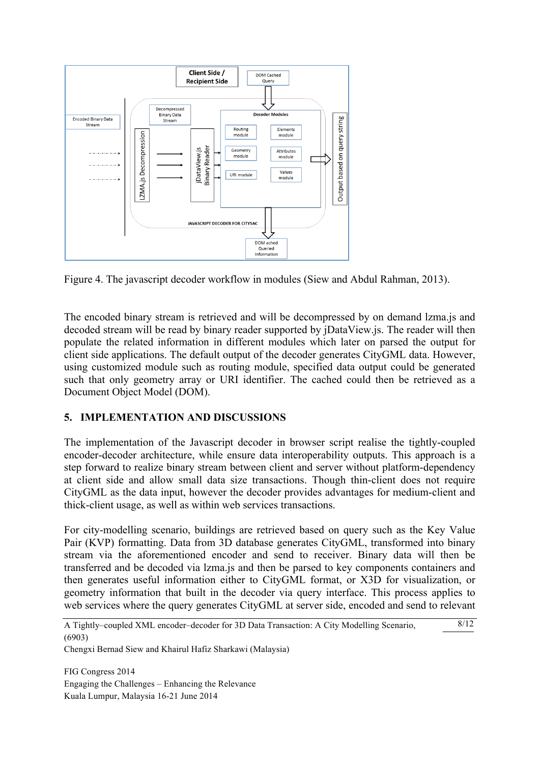Figure 4. The javascript decoder workflow in modules (Siew and Abdul Rahman, 2013).

The encoded binary stream is retrieved and will be decompressed by on demand lzma.js and decoded stream will be read by binary reader supported by jDataView.js. The reader will then populate the related information in different modules which later on parsed the output for client side applications. The default output of the decoder generates CityGML data. However, using customized module such as routing module, specified data output could be generated such that only geometry array or URI identifier. The cached could then be retrieved as a Document Object Model (DOM).

## 5. IMPLEMENTATION AND DISCUSSIONS

The implementation of the Javascript decoder in browser script realise the tightly-coupled encoder-decoder architecture, while ensure data interoperability outputs. This approach is a step forward to realize binary stream between client and server without platform-dependency at client side and allow small data size transactions. Though thin-client does not require CityGML as the data input, however the decoder provides advantages for medium-client and thick-client usage, as well as within web services transactions.

For city-modelling scenario, buildings are retrieved based on query such as the Key Value Pair (KVP) formatting. Data from 3D database generates CityGML, transformed into binary stream via the aforementioned encoder and send to receiver. Binary data will then be transferred and be decoded via lzma.js and then be parsed to key components containers and then generates useful information either to CityGML format, or X3D for visualization, or geometry information that built in the decoder via query interface. This process applies to web services where the query generates CityGML at server side, encoded and send to relevant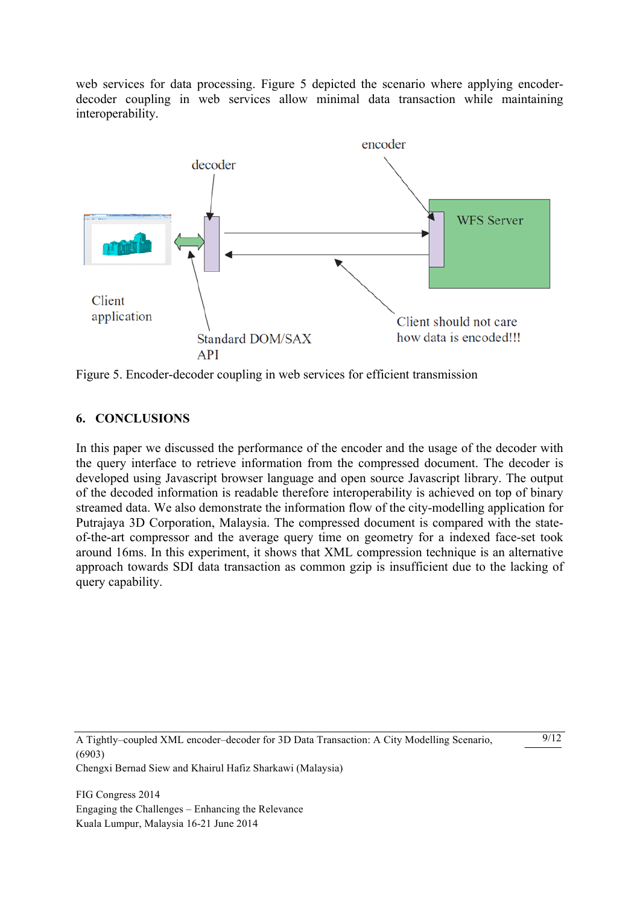web services for data processing. Figure 5 depicted the scenario where applying encoder-decoder coupling in web services allow minimal data transaction while maintaining interoperability.

Figure 5. Encoder-decoder coupling in web services for efficient transmission

## 6. CONCLUSIONS

In this paper we discussed the performance of the encoder and the usage of the decoder with the query interface to retrieve information from the compressed document. The decoder is developed using Javascript browser language and open source Javascript library. The output of the decoded information is readable therefore interoperability is achieved on top of binary streamed data. We also demonstrate the information flow of the city-modelling application for Putrajaya 3D Corporation, Malaysia. The compressed document is compared with the state-of-the-art compressor and the average query time on geometry for a indexed face-set took around 16ms. In this experiment, it shows that XML compression technique is an alternative approach towards SDI data transaction as common gzip is insufficient due to the lacking of query capability.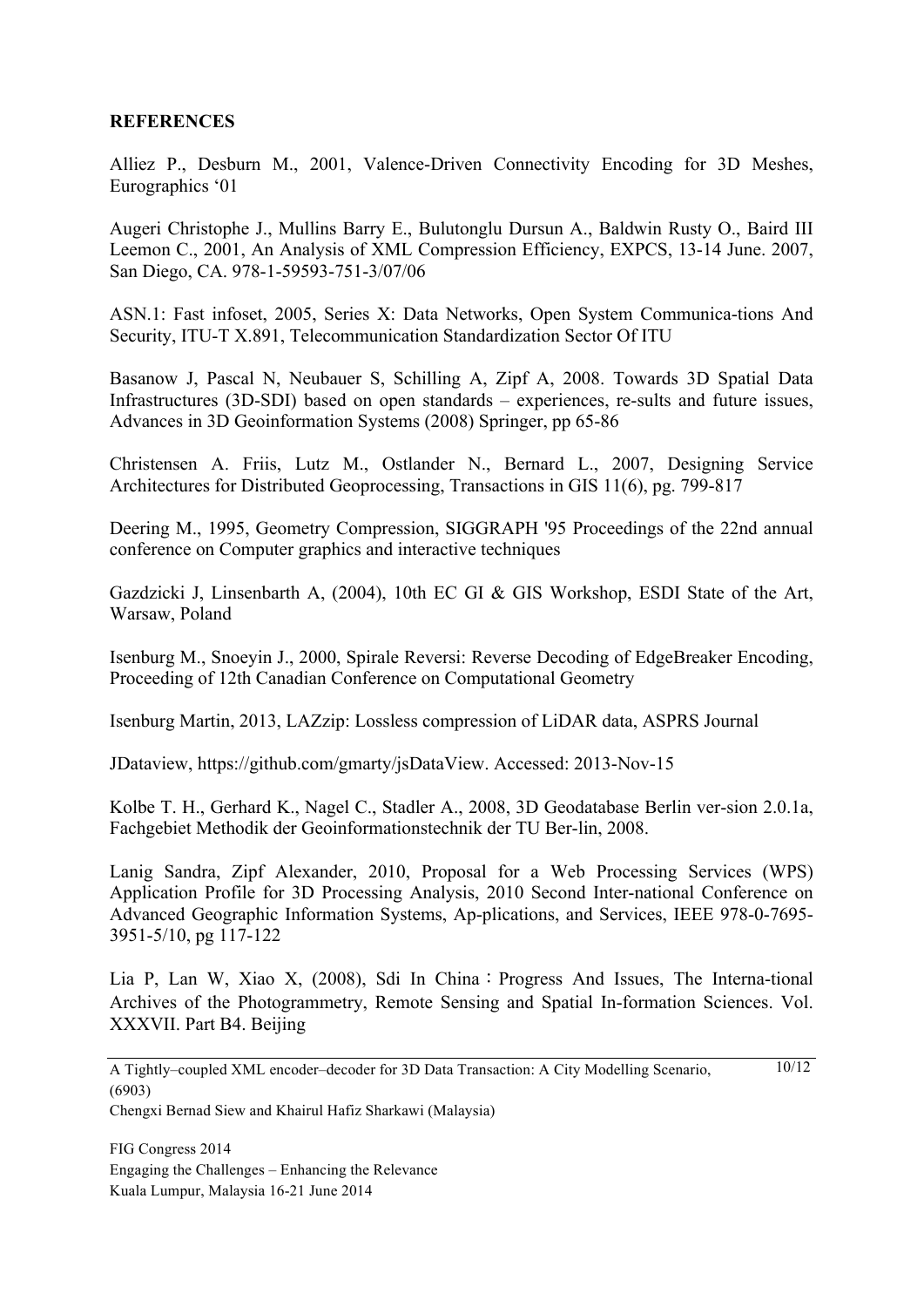**REFERENCES**

Alliez P., Desburn M., 2001, Valence-Driven Connectivity Encoding for 3D Meshes, Eurographics ‘01

Augeri Christophe J., Mullins Barry E., Bulutonglu Dursun A., Baldwin Rusty O., Baird III Leemon C., 2001, An Analysis of XML Compression Efficiency, EXPCS, 13-14 June. 2007, San Diego, CA. 978-1-59593-751-3/07/06

ASN.1: Fast infoset, 2005, Series X: Data Networks, Open System Communica-tions And Security, ITU-T X.891, Telecommunication Standardization Sector Of ITU

Basanow J, Pascal N, Neubauer S, Schilling A, Zipf A, 2008. Towards 3D Spatial Data Infrastructures (3D-SDI) based on open standards – experiences, re-sults and future issues, Advances in 3D Geoinformation Systems (2008) Springer, pp 65-86

Christensen A. Friis, Lutz M., Ostlander N., Bernard L., 2007, Designing Service Architectures for Distributed Geoprocessing, Transactions in GIS 11(6), pg. 799-817

Deering M., 1995, Geometry Compression, SIGGRAPH '95 Proceedings of the 22nd annual conference on Computer graphics and interactive techniques

Gazdzicki J, Linsenbarth A, (2004), 10th EC GI & GIS Workshop, ESDI State of the Art, Warsaw, Poland

Isenburg M., Snoeyin J., 2000, Spirale Reversi: Reverse Decoding of EdgeBreaker Encoding, Proceeding of 12th Canadian Conference on Computational Geometry

Isenburg Martin, 2013, LAZzip: Lossless compression of LiDAR data, ASPRS Journal

JDataview, https://github.com/gmarty/jsDataView. Accessed: 2013-Nov-15

Kolbe T. H., Gerhard K., Nagel C., Stadler A., 2008, 3D Geodatabase Berlin ver-sion 2.0.1a, Fachgebiet Methodik der Geoinformationstechnik der TU Ber-lin, 2008.

Lanig Sandra, Zipf Alexander, 2010, Proposal for a Web Processing Services (WPS) Application Profile for 3D Processing Analysis, 2010 Second Inter-national Conference on Advanced Geographic Information Systems, Ap-plications, and Services, IEEE 978-0-7695-3951-5/10, pg 117-122

Lia P, Lan W, Xiao X, (2008), Sdi In China：Progress And Issues, The Interna-tional Archives of the Photogrammetry, Remote Sensing and Spatial In-formation Sciences. Vol. XXXVII. Part B4. Beijing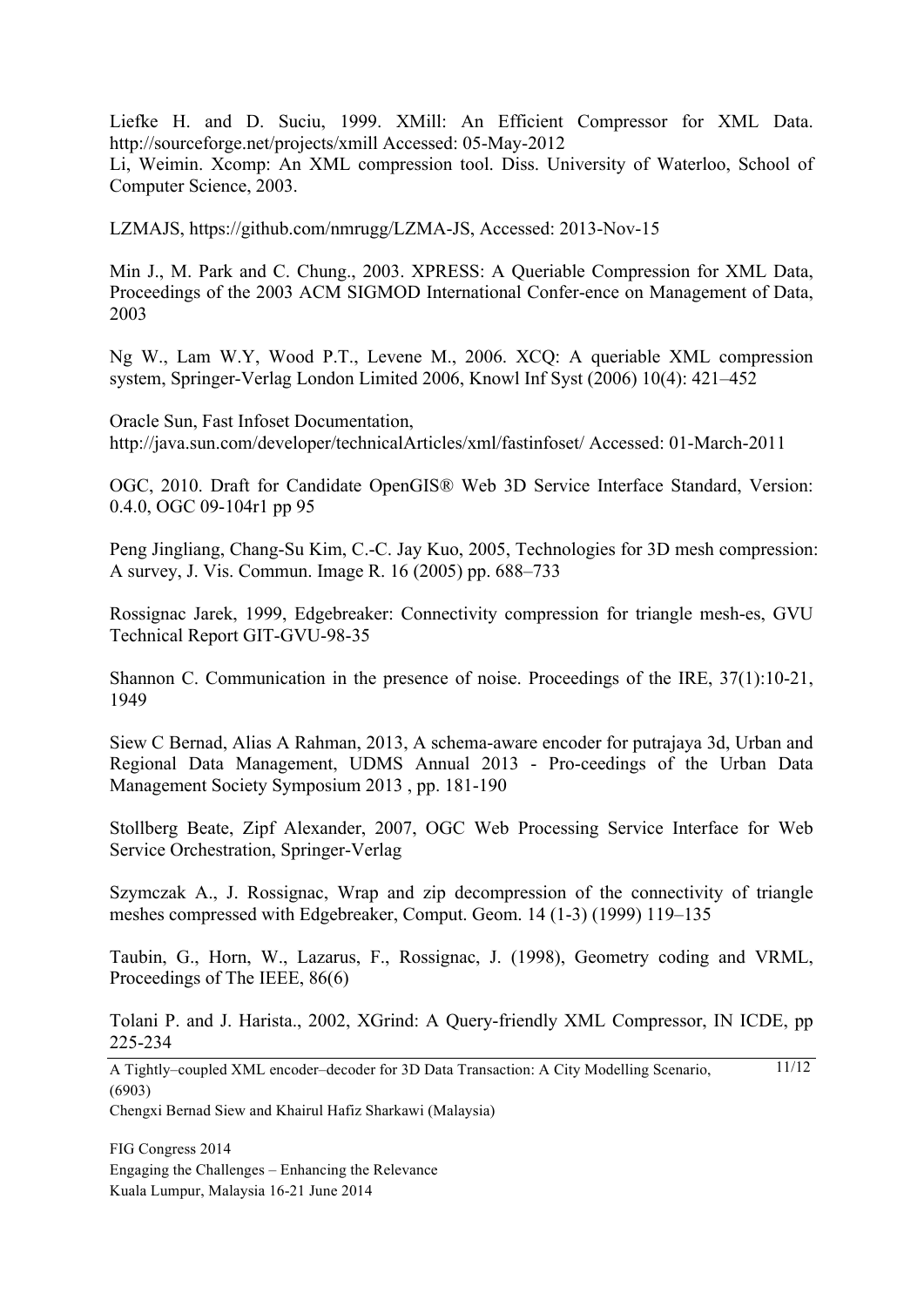Liefke H. and D. Suciu, 1999. XMill: An Efficient Compressor for XML Data. http://sourceforge.net/projects/xmill Accessed: 05-May-2012
Li, Weimin. Xcomp: An XML compression tool. Diss. University of Waterloo, School of Computer Science, 2003.

LZMAJS, https://github.com/nmrugg/LZMA-JS, Accessed: 2013-Nov-15

Min J., M. Park and C. Chung., 2003. XPRESS: A Queriable Compression for XML Data, Proceedings of the 2003 ACM SIGMOD International Confer-ence on Management of Data, 2003

Ng W., Lam W.Y, Wood P.T., Levene M., 2006. XCQ: A queriable XML compression system, Springer-Verlag London Limited 2006, Knowl Inf Syst (2006) 10(4): 421–452

Oracle Sun, Fast Infoset Documentation,
http://java.sun.com/developer/technicalArticles/xml/fastinfoset/ Accessed: 01-March-2011

OGC, 2010. Draft for Candidate OpenGIS® Web 3D Service Interface Standard, Version: 0.4.0, OGC 09-104r1 pp 95

Peng Jingliang, Chang-Su Kim, C.-C. Jay Kuo, 2005, Technologies for 3D mesh compression: A survey, J. Vis. Commun. Image R. 16 (2005) pp. 688–733

Rossignac Jarek, 1999, Edgebreaker: Connectivity compression for triangle mesh-es, GVU Technical Report GIT-GVU-98-35

Shannon C. Communication in the presence of noise. Proceedings of the IRE, 37(1):10-21, 1949

Siew C Bernad, Alias A Rahman, 2013, A schema-aware encoder for putrajaya 3d, Urban and Regional Data Management, UDMS Annual 2013 - Pro-ceedings of the Urban Data Management Society Symposium 2013 , pp. 181-190

Stollberg Beate, Zipf Alexander, 2007, OGC Web Processing Service Interface for Web Service Orchestration, Springer-Verlag

Szymczak A., J. Rossignac, Wrap and zip decompression of the connectivity of triangle meshes compressed with Edgebreaker, Comput. Geom. 14 (1-3) (1999) 119–135

Taubin, G., Horn, W., Lazarus, F., Rossignac, J. (1998), Geometry coding and VRML, Proceedings of The IEEE, 86(6)

Tolani P. and J. Harista., 2002, XGrind: A Query-friendly XML Compressor, IN ICDE, pp 225-234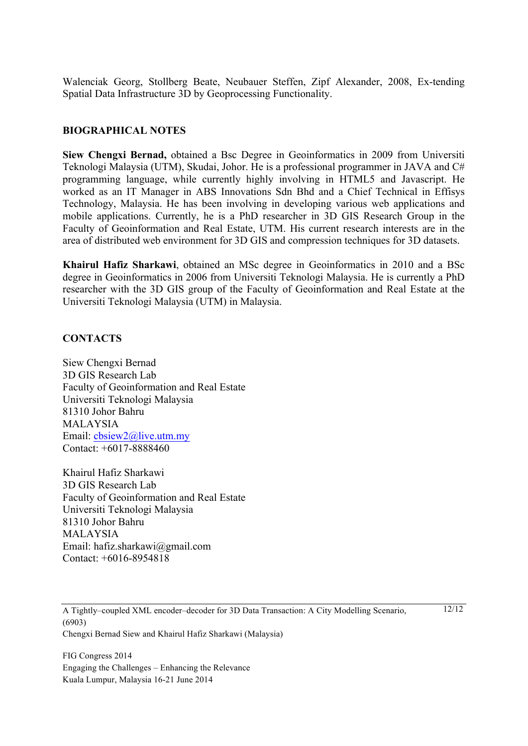Walenciak Georg, Stollberg Beate, Neubauer Steffen, Zipf Alexander, 2008, Ex-tending Spatial Data Infrastructure 3D by Geoprocessing Functionality.

## BIOGRAPHICAL NOTES

**Siew Chengxi Bernad,** obtained a Bsc Degree in Geoinformatics in 2009 from Universiti Teknologi Malaysia (UTM), Skudai, Johor. He is a professional programmer in JAVA and C# programming language, while currently highly involving in HTML5 and Javascript. He worked as an IT Manager in ABS Innovations Sdn Bhd and a Chief Technical in Effisys Technology, Malaysia. He has been involving in developing various web applications and mobile applications. Currently, he is a PhD researcher in 3D GIS Research Group in the Faculty of Geoinformation and Real Estate, UTM. His current research interests are in the area of distributed web environment for 3D GIS and compression techniques for 3D datasets.

**Khairul Hafiz Sharkawi**, obtained an MSc degree in Geoinformatics in 2010 and a BSc degree in Geoinformatics in 2006 from Universiti Teknologi Malaysia. He is currently a PhD researcher with the 3D GIS group of the Faculty of Geoinformation and Real Estate at the Universiti Teknologi Malaysia (UTM) in Malaysia.

## CONTACTS

Siew Chengxi Bernad
3D GIS Research Lab
Faculty of Geoinformation and Real Estate
Universiti Teknologi Malaysia
81310 Johor Bahru
MALAYSIA
Email: cbsiew2@live.utm.my
Contact: +6017-8888460

Khairul Hafiz Sharkawi
3D GIS Research Lab
Faculty of Geoinformation and Real Estate
Universiti Teknologi Malaysia
81310 Johor Bahru
MALAYSIA
Email: hafiz.sharkawi@gmail.com
Contact: +6016-8954818